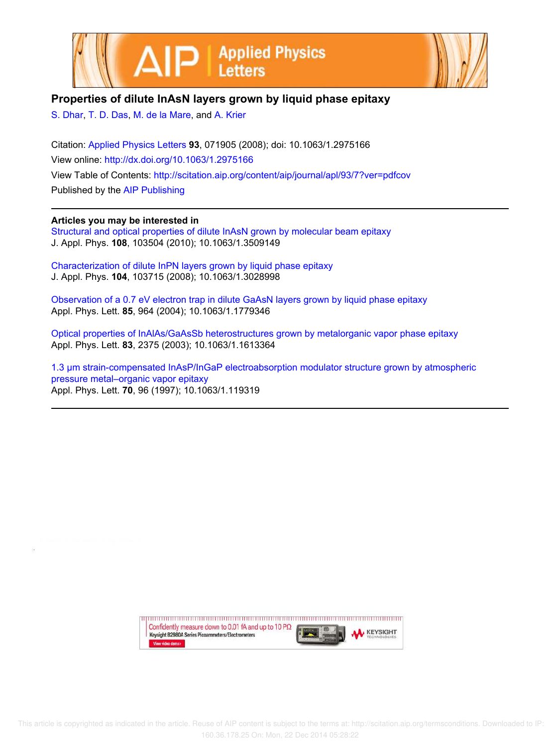# Properties of dilute InAsN layers grown by liquid phase epitaxy

S. Dhar, T. D. Das, M. de la Mare, and A. Krier

Citation: Applied Physics Letters **93**, 071905 (2008); doi: 10.1063/1.2975166

View online: http://dx.doi.org/10.1063/1.2975166

View Table of Contents: http://scitation.aip.org/content/aip/journal/apl/93/7?ver=pdfcov

Published by the AIP Publishing

## Articles you may be interested in

Structural and optical properties of dilute InAsN grown by molecular beam epitaxy
J. Appl. Phys. **108**, 103504 (2010); 10.1063/1.3509149

Characterization of dilute InPN layers grown by liquid phase epitaxy
J. Appl. Phys. **104**, 103715 (2008); 10.1063/1.3028998

Observation of a 0.7 eV electron trap in dilute GaAsN layers grown by liquid phase epitaxy
Appl. Phys. Lett. **85**, 964 (2004); 10.1063/1.1779346

Optical properties of InAlAs/GaAsSb heterostructures grown by metalorganic vapor phase epitaxy
Appl. Phys. Lett. **83**, 2375 (2003); 10.1063/1.1613364

1.3 μm strain-compensated InAsP/InGaP electroabsorption modulator structure grown by atmospheric pressure metal–organic vapor epitaxy
Appl. Phys. Lett. **70**, 96 (1997); 10.1063/1.119319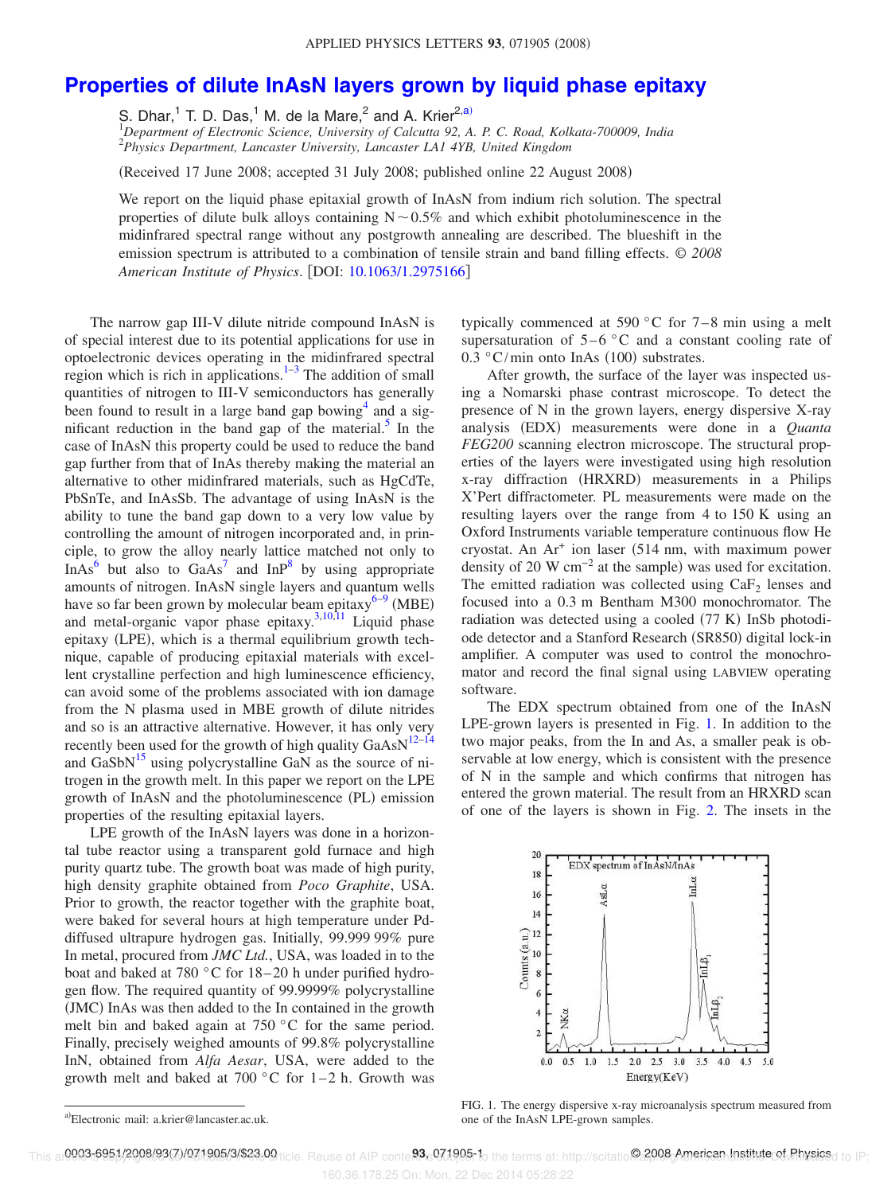# Properties of dilute InAsN layers grown by liquid phase epitaxy

S. Dhar,[1] T. D. Das,[1] M. de la Mare,[2] and A. Krier[2,a)]

[1]*Department of Electronic Science, University of Calcutta 92, A. P. C. Road, Kolkata-700009, India*
[2]*Physics Department, Lancaster University, Lancaster LA1 4YB, United Kingdom*

(Received 17 June 2008; accepted 31 July 2008; published online 22 August 2008)

We report on the liquid phase epitaxial growth of InAsN from indium rich solution. The spectral properties of dilute bulk alloys containing N ~ 0.5% and which exhibit photoluminescence in the midinfrared spectral range without any postgrowth annealing are described. The blueshift in the emission spectrum is attributed to a combination of tensile strain and band filling effects. © *2008 American Institute of Physics*. [DOI: 10.1063/1.2975166]

The narrow gap III-V dilute nitride compound InAsN is of special interest due to its potential applications for use in optoelectronic devices operating in the midinfrared spectral region which is rich in applications.[1–3] The addition of small quantities of nitrogen to III-V semiconductors has generally been found to result in a large band gap bowing[4] and a significant reduction in the band gap of the material.[5] In the case of InAsN this property could be used to reduce the band gap further from that of InAs thereby making the material an alternative to other midinfrared materials, such as HgCdTe, PbSnTe, and InAsSb. The advantage of using InAsN is the ability to tune the band gap down to a very low value by controlling the amount of nitrogen incorporated and, in principle, to grow the alloy nearly lattice matched not only to InAs[6] but also to GaAs[7] and InP[8] by using appropriate amounts of nitrogen. InAsN single layers and quantum wells have so far been grown by molecular beam epitaxy[6–9] (MBE) and metal-organic vapor phase epitaxy.[3,10,11] Liquid phase epitaxy (LPE), which is a thermal equilibrium growth technique, capable of producing epitaxial materials with excellent crystalline perfection and high luminescence efficiency, can avoid some of the problems associated with ion damage from the N plasma used in MBE growth of dilute nitrides and so is an attractive alternative. However, it has only very recently been used for the growth of high quality GaAsN[12–14] and GaSbN[15] using polycrystalline GaN as the source of nitrogen in the growth melt. In this paper we report on the LPE growth of InAsN and the photoluminescence (PL) emission properties of the resulting epitaxial layers.

LPE growth of the InAsN layers was done in a horizontal tube reactor using a transparent gold furnace and high purity quartz tube. The growth boat was made of high purity, high density graphite obtained from *Poco Graphite*, USA. Prior to growth, the reactor together with the graphite boat, were baked for several hours at high temperature under Pd-diffused ultrapure hydrogen gas. Initially, 99.999 99% pure In metal, procured from *JMC Ltd.*, USA, was loaded in to the boat and baked at 780 °C for 18–20 h under purified hydrogen flow. The required quantity of 99.9999% polycrystalline (JMC) InAs was then added to the In contained in the growth melt bin and baked again at 750 °C for the same period. Finally, precisely weighed amounts of 99.8% polycrystalline InN, obtained from *Alfa Aesar*, USA, were added to the growth melt and baked at 700 °C for 1–2 h. Growth was typically commenced at 590 °C for 7–8 min using a melt supersaturation of 5–6 °C and a constant cooling rate of 0.3 °C/min onto InAs (100) substrates.

After growth, the surface of the layer was inspected using a Nomarski phase contrast microscope. To detect the presence of N in the grown layers, energy dispersive X-ray analysis (EDX) measurements were done in a *Quanta FEG200* scanning electron microscope. The structural properties of the layers were investigated using high resolution x-ray diffraction (HRXRD) measurements in a Philips X'Pert diffractometer. PL measurements were made on the resulting layers over the range from 4 to 150 K using an Oxford Instruments variable temperature continuous flow He cryostat. An $Ar^+$ ion laser (514 nm, with maximum power density of 20 W $cm^{-2}$ at the sample) was used for excitation. The emitted radiation was collected using $CaF_2$ lenses and focused into a 0.3 m Bentham M300 monochromator. The radiation was detected using a cooled (77 K) InSb photodiode detector and a Stanford Research (SR850) digital lock-in amplifier. A computer was used to control the monochromator and record the final signal using LABVIEW operating software.

The EDX spectrum obtained from one of the InAsN LPE-grown layers is presented in Fig. 1. In addition to the two major peaks, from the In and As, a smaller peak is observable at low energy, which is consistent with the presence of N in the sample and which confirms that nitrogen has entered the grown material. The result from an HRXRD scan of one of the layers is shown in Fig. 2. The insets in the

FIG. 1. The energy dispersive x-ray microanalysis spectrum measured from one of the InAsN LPE-grown samples.

a)Electronic mail: a.krier@lancaster.ac.uk.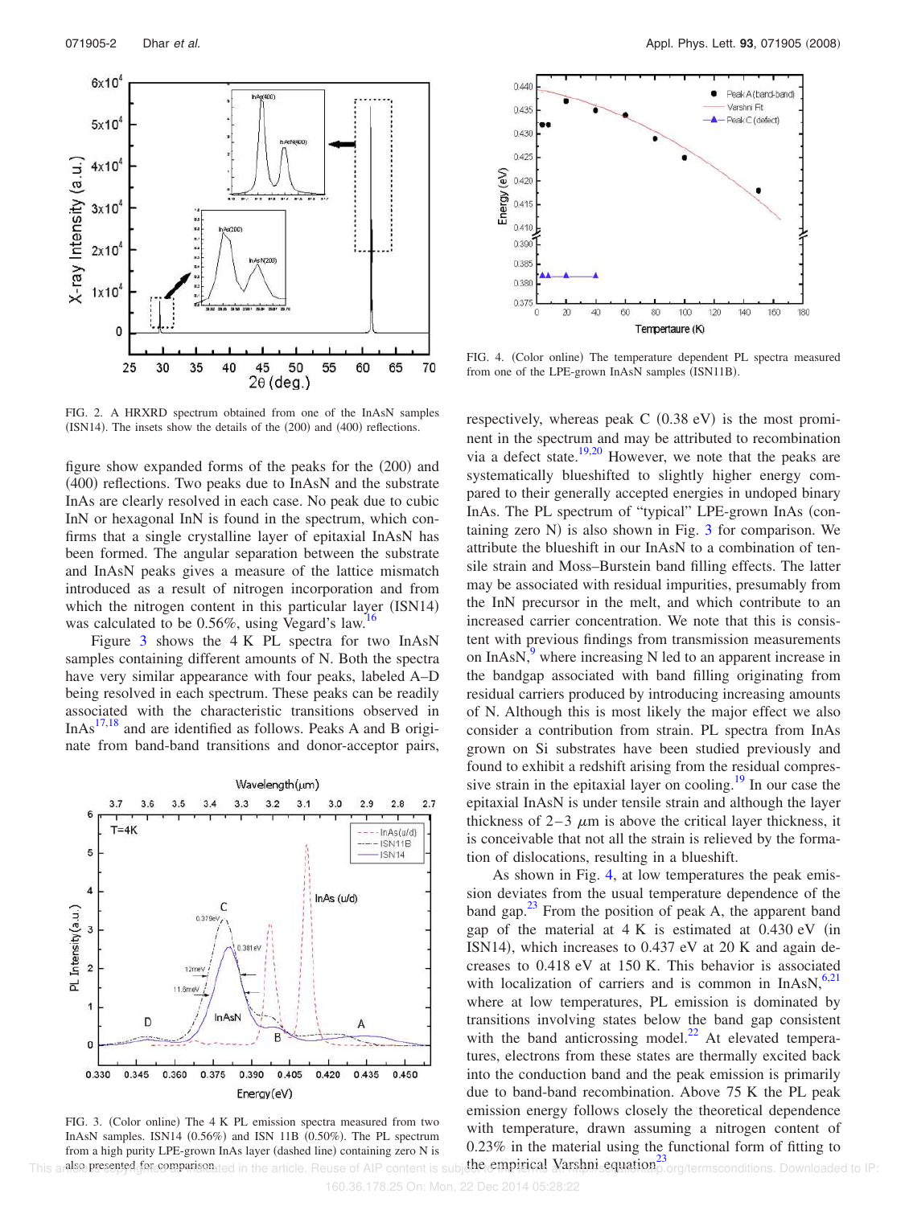FIG. 2. A HRXRD spectrum obtained from one of the InAsN samples (ISN14). The insets show the details of the (200) and (400) reflections.

figure show expanded forms of the peaks for the (200) and (400) reflections. Two peaks due to InAsN and the substrate InAs are clearly resolved in each case. No peak due to cubic InN or hexagonal InN is found in the spectrum, which confirms that a single crystalline layer of epitaxial InAsN has been formed. The angular separation between the substrate and InAsN peaks gives a measure of the lattice mismatch introduced as a result of nitrogen incorporation and from which the nitrogen content in this particular layer (ISN14) was calculated to be 0.56%, using Vegard's law.[16]

Figure 3 shows the 4 K PL spectra for two InAsN samples containing different amounts of N. Both the spectra have very similar appearance with four peaks, labeled A–D being resolved in each spectrum. These peaks can be readily associated with the characteristic transitions observed in InAs[17,18] and are identified as follows. Peaks A and B originate from band-band transitions and donor-acceptor pairs,

FIG. 3. (Color online) The 4 K PL emission spectra measured from two InAsN samples. ISN14 (0.56%) and ISN 11B (0.50%). The PL spectrum from a high purity LPE-grown InAs layer (dashed line) containing zero N is also presented for comparison.

FIG. 4. (Color online) The temperature dependent PL spectra measured from one of the LPE-grown InAsN samples (ISN11B).

respectively, whereas peak C (0.38 eV) is the most prominent in the spectrum and may be attributed to recombination via a defect state.[19,20] However, we note that the peaks are systematically blueshifted to slightly higher energy compared to their generally accepted energies in undoped binary InAs. The PL spectrum of "typical" LPE-grown InAs (containing zero N) is also shown in Fig. 3 for comparison. We attribute the blueshift in our InAsN to a combination of tensile strain and Moss–Burstein band filling effects. The latter may be associated with residual impurities, presumably from the InN precursor in the melt, and which contribute to an increased carrier concentration. We note that this is consistent with previous findings from transmission measurements on InAsN,[9] where increasing N led to an apparent increase in the bandgap associated with band filling originating from residual carriers produced by introducing increasing amounts of N. Although this is most likely the major effect we also consider a contribution from strain. PL spectra from InAs grown on Si substrates have been studied previously and found to exhibit a redshift arising from the residual compressive strain in the epitaxial layer on cooling.[19] In our case the epitaxial InAsN is under tensile strain and although the layer thickness of 2–3 $\mu$m is above the critical layer thickness, it is conceivable that not all the strain is relieved by the formation of dislocations, resulting in a blueshift.

As shown in Fig. 4, at low temperatures the peak emission deviates from the usual temperature dependence of the band gap.[23] From the position of peak A, the apparent band gap of the material at 4 K is estimated at 0.430 eV (in ISN14), which increases to 0.437 eV at 20 K and again decreases to 0.418 eV at 150 K. This behavior is associated with localization of carriers and is common in InAsN,[6,21] where at low temperatures, PL emission is dominated by transitions involving states below the band gap consistent with the band anticrossing model.[22] At elevated temperatures, electrons from these states are thermally excited back into the conduction band and the peak emission is primarily due to band-band recombination. Above 75 K the PL peak emission energy follows closely the theoretical dependence with temperature, drawn assuming a nitrogen content of 0.23% in the material using the functional form of fitting to the empirical Varshni equation[23]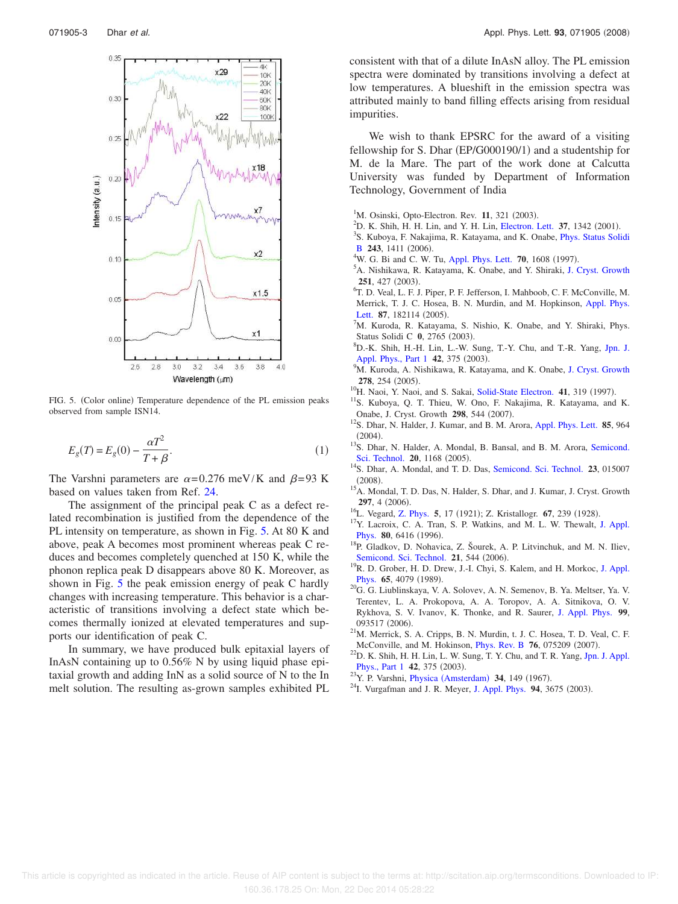0.35
0.30
0.25
0.20
0.15
0.10
0.05
0.00
Intensity (a.u.)
x29
x22
x18
x7
x2
x1.5
x1
4K
10K
20K
40K
60K
80K
100K
2.6 2.8 3.0 3.2 3.4 3.6 3.8 4.0
Wavelength (μm)

FIG. 5. (Color online) Temperature dependence of the PL emission peaks observed from sample ISN14.

$$E_g(T) = E_g(0) - \frac{\alpha T^2}{T + \beta}. \quad (1)$$

The Varshni parameters are $\alpha = 0.276$ meV/K and $\beta = 93$ K based on values taken from Ref. 24.

The assignment of the principal peak C as a defect related recombination is justified from the dependence of the PL intensity on temperature, as shown in Fig. 5. At 80 K and above, peak A becomes most prominent whereas peak C reduces and becomes completely quenched at 150 K, while the phonon replica peak D disappears above 80 K. Moreover, as shown in Fig. 5 the peak emission energy of peak C hardly changes with increasing temperature. This behavior is a characteristic of transitions involving a defect state which becomes thermally ionized at elevated temperatures and supports our identification of peak C.

In summary, we have produced bulk epitaxial layers of InAsN containing up to 0.56% N by using liquid phase epitaxial growth and adding InN as a solid source of N to the In melt solution. The resulting as-grown samples exhibited PL consistent with that of a dilute InAsN alloy. The PL emission spectra were dominated by transitions involving a defect at low temperatures. A blueshift in the emission spectra was attributed mainly to band filling effects arising from residual impurities.

We wish to thank EPSRC for the award of a visiting fellowship for S. Dhar (EP/G000190/1) and a studentship for M. de la Mare. The part of the work done at Calcutta University was funded by Department of Information Technology, Government of India

[1] M. Osinski, Opto-Electron. Rev. **11**, 321 (2003).
[2] D. K. Shih, H. H. Lin, and Y. H. Lin, Electron. Lett. **37**, 1342 (2001).
[3] S. Kuboya, F. Nakajima, R. Katayama, and K. Onabe, Phys. Status Solidi B **243**, 1411 (2006).
[4] W. G. Bi and C. W. Tu, Appl. Phys. Lett. **70**, 1608 (1997).
[5] A. Nishikawa, R. Katayama, K. Onabe, and Y. Shiraki, J. Cryst. Growth **251**, 427 (2003).
[6] T. D. Veal, L. F. J. Piper, P. F. Jefferson, I. Mahboob, C. F. McConville, M. Merrick, T. J. C. Hosea, B. N. Murdin, and M. Hopkinson, Appl. Phys. Lett. **87**, 182114 (2005).
[7] M. Kuroda, R. Katayama, S. Nishio, K. Onabe, and Y. Shiraki, Phys. Status Solidi C **0**, 2765 (2003).
[8] D.-K. Shih, H.-H. Lin, L.-W. Sung, T.-Y. Chu, and T.-R. Yang, Jpn. J. Appl. Phys., Part 1 **42**, 375 (2003).
[9] M. Kuroda, A. Nishikawa, R. Katayama, and K. Onabe, J. Cryst. Growth **278**, 254 (2005).
[10] H. Naoi, Y. Naoi, and S. Sakai, Solid-State Electron. **41**, 319 (1997).
[11] S. Kuboya, Q. T. Thieu, W. Ono, F. Nakajima, R. Katayama, and K. Onabe, J. Cryst. Growth **298**, 544 (2007).
[12] S. Dhar, N. Halder, J. Kumar, and B. M. Arora, Appl. Phys. Lett. **85**, 964 (2004).
[13] S. Dhar, N. Halder, A. Mondal, B. Bansal, and B. M. Arora, Semicond. Sci. Technol. **20**, 1168 (2005).
[14] S. Dhar, A. Mondal, and T. D. Das, Semicond. Sci. Technol. **23**, 015007 (2008).
[15] A. Mondal, T. D. Das, N. Halder, S. Dhar, and J. Kumar, J. Cryst. Growth **297**, 4 (2006).
[16] L. Vegard, Z. Phys. **5**, 17 (1921); Z. Kristallogr. **67**, 239 (1928).
[17] Y. Lacroix, C. A. Tran, S. P. Watkins, and M. L. W. Thewalt, J. Appl. Phys. **80**, 6416 (1996).
[18] P. Gladkov, D. Nohavica, Z. Šourek, A. P. Litvinchuk, and M. N. Iliev, Semicond. Sci. Technol. **21**, 544 (2006).
[19] R. D. Grober, H. D. Drew, J.-I. Chyi, S. Kalem, and H. Morkoc, J. Appl. Phys. **65**, 4079 (1989).
[20] G. G. Liublinskaya, V. A. Solovev, A. N. Semenov, B. Ya. Meltser, Ya. V. Terentev, L. A. Prokopova, A. A. Toropov, A. A. Sitnikova, O. V. Rykhova, S. V. Ivanov, K. Thonke, and R. Saurer, J. Appl. Phys. **99**, 093517 (2006).
[21] M. Merrick, S. A. Cripps, B. N. Murdin, t. J. C. Hosea, T. D. Veal, C. F. McConville, and M. Hokinson, Phys. Rev. B **76**, 075209 (2007).
[22] D. K. Shih, H. H. Lin, L. W. Sung, T. Y. Chu, and T. R. Yang, Jpn. J. Appl. Phys., Part 1 **42**, 375 (2003).
[23] Y. P. Varshni, Physica (Amsterdam) **34**, 149 (1967).
[24] I. Vurgafman and J. R. Meyer, J. Appl. Phys. **94**, 3675 (2003).